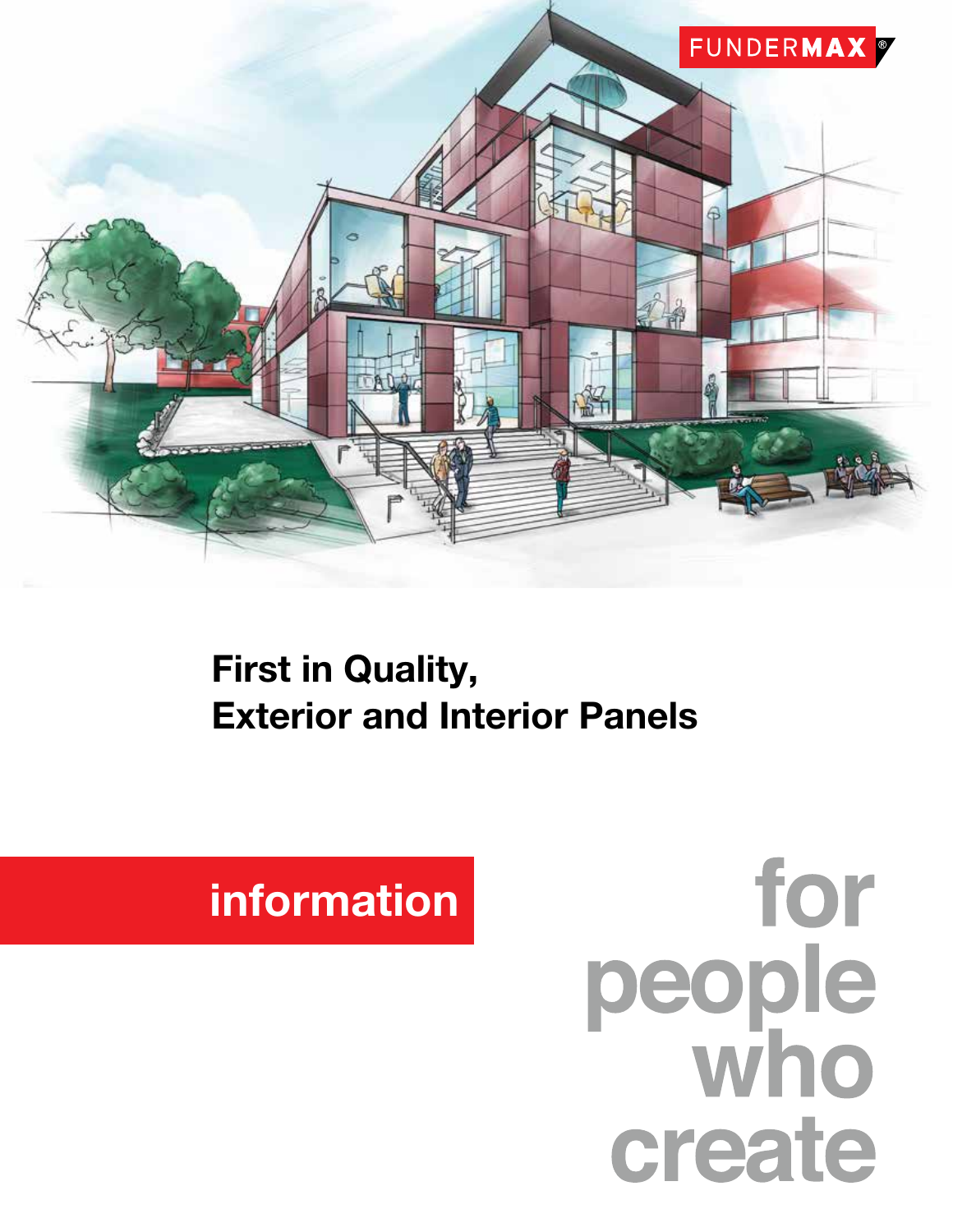FUNDERMAX®

# First in Quality, Exterior and Interior Panels

## information

for people who create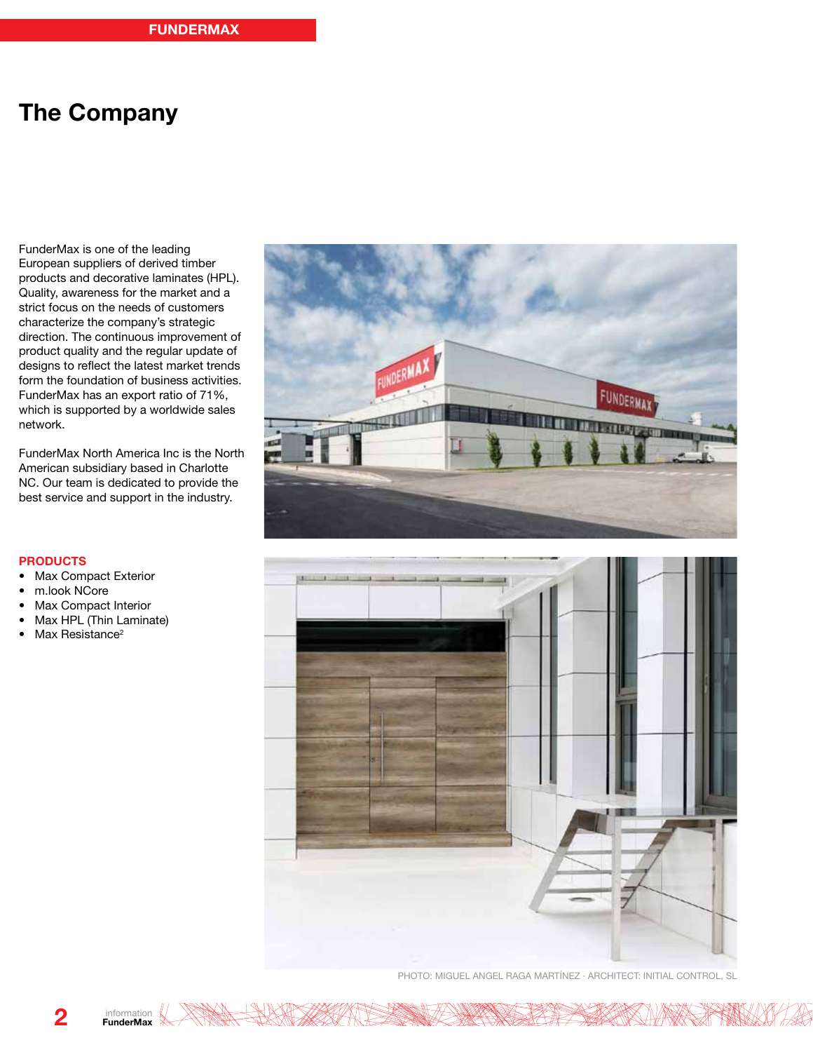# The Company

FunderMax is one of the leading European suppliers of derived timber products and decorative laminates (HPL). Quality, awareness for the market and a strict focus on the needs of customers characterize the company's strategic direction. The continuous improvement of product quality and the regular update of designs to reflect the latest market trends form the foundation of business activities. FunderMax has an export ratio of 71%, which is supported by a worldwide sales network.

FunderMax North America Inc is the North American subsidiary based in Charlotte NC. Our team is dedicated to provide the best service and support in the industry.

**PRODUCTS**

- Max Compact Exterior
- m.look NCore
- Max Compact Interior
- Max HPL (Thin Laminate)
- Max Resistance²

PHOTO: MIGUEL ANGEL RAGA MARTÍNEZ · ARCHITECT: INITIAL CONTROL, SL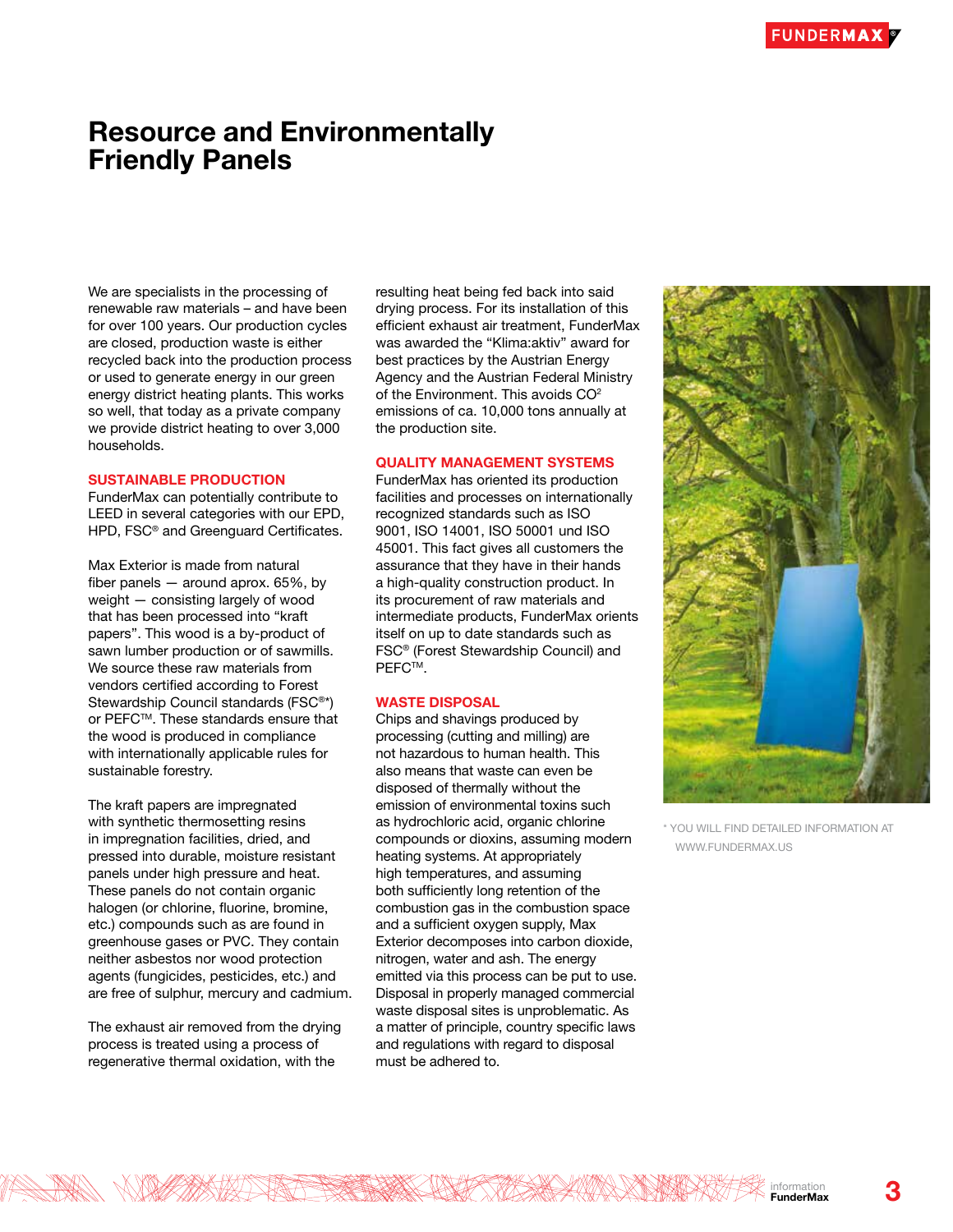# Resource and Environmentally Friendly Panels

We are specialists in the processing of renewable raw materials – and have been for over 100 years. Our production cycles are closed, production waste is either recycled back into the production process or used to generate energy in our green energy district heating plants. This works so well, that today as a private company we provide district heating to over 3,000 households.

## SUSTAINABLE PRODUCTION

FunderMax can potentially contribute to LEED in several categories with our EPD, HPD, FSC® and Greenguard Certificates.

Max Exterior is made from natural fiber panels — around aprox. 65%, by weight — consisting largely of wood that has been processed into "kraft papers". This wood is a by-product of sawn lumber production or of sawmills. We source these raw materials from vendors certified according to Forest Stewardship Council standards (FSC®*) or PEFC™. These standards ensure that the wood is produced in compliance with internationally applicable rules for sustainable forestry.

The kraft papers are impregnated with synthetic thermosetting resins in impregnation facilities, dried, and pressed into durable, moisture resistant panels under high pressure and heat. These panels do not contain organic halogen (or chlorine, fluorine, bromine, etc.) compounds such as are found in greenhouse gases or PVC. They contain neither asbestos nor wood protection agents (fungicides, pesticides, etc.) and are free of sulphur, mercury and cadmium.

The exhaust air removed from the drying process is treated using a process of regenerative thermal oxidation, with the resulting heat being fed back into said drying process. For its installation of this efficient exhaust air treatment, FunderMax was awarded the "Klima:aktiv" award for best practices by the Austrian Energy Agency and the Austrian Federal Ministry of the Environment. This avoids $CO^2$ emissions of ca. 10,000 tons annually at the production site.

## QUALITY MANAGEMENT SYSTEMS

FunderMax has oriented its production facilities and processes on internationally recognized standards such as ISO 9001, ISO 14001, ISO 50001 und ISO 45001. This fact gives all customers the assurance that they have in their hands a high-quality construction product. In its procurement of raw materials and intermediate products, FunderMax orients itself on up to date standards such as FSC® (Forest Stewardship Council) and PEFC™.

## WASTE DISPOSAL

Chips and shavings produced by processing (cutting and milling) are not hazardous to human health. This also means that waste can even be disposed of thermally without the emission of environmental toxins such as hydrochloric acid, organic chlorine compounds or dioxins, assuming modern heating systems. At appropriately high temperatures, and assuming both sufficiently long retention of the combustion gas in the combustion space and a sufficient oxygen supply, Max Exterior decomposes into carbon dioxide, nitrogen, water and ash. The energy emitted via this process can be put to use. Disposal in properly managed commercial waste disposal sites is unproblematic. As a matter of principle, country specific laws and regulations with regard to disposal must be adhered to.

* YOU WILL FIND DETAILED INFORMATION AT WWW.FUNDERMAX.US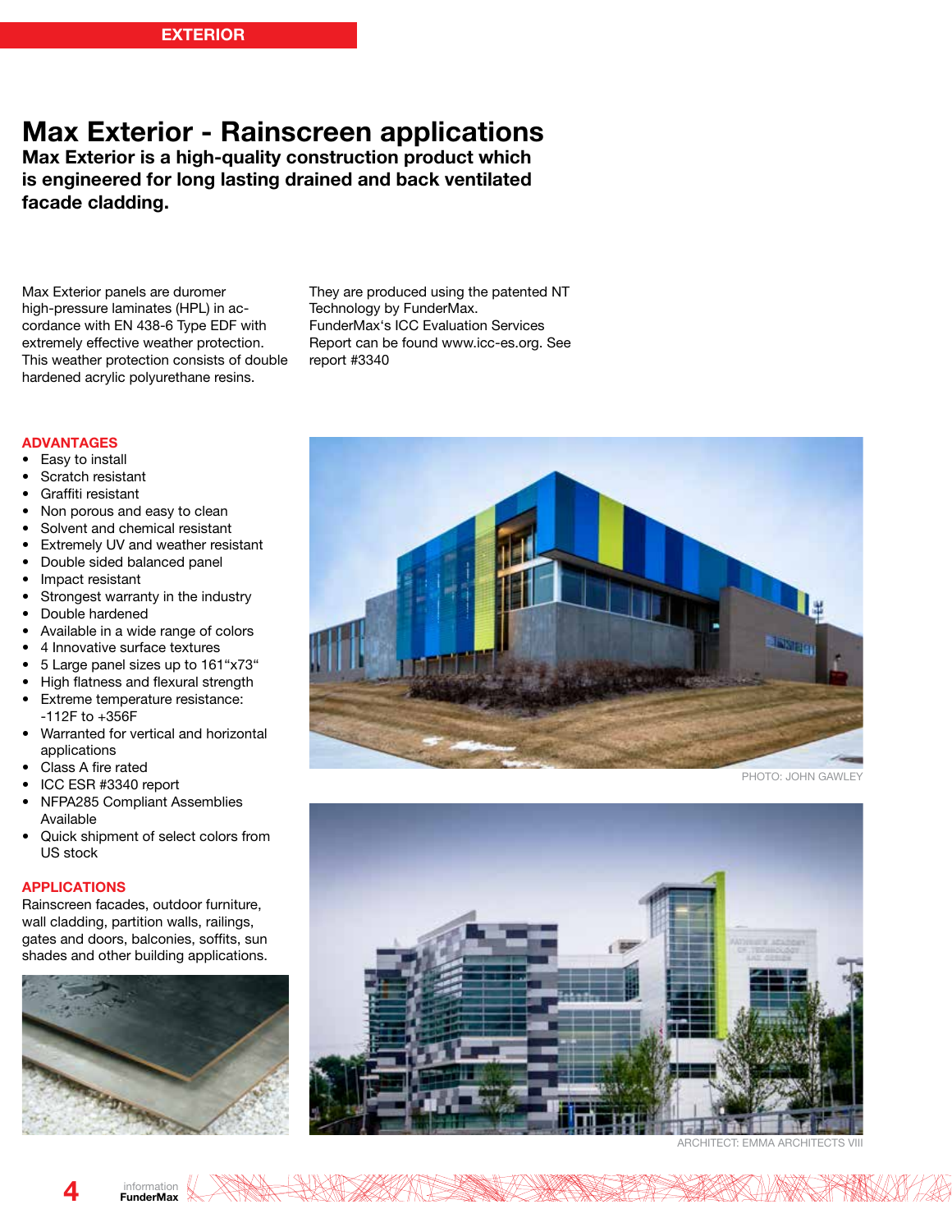EXTERIOR

# Max Exterior - Rainscreen applications

**Max Exterior is a high-quality construction product which is engineered for long lasting drained and back ventilated facade cladding.**

Max Exterior panels are duromer high-pressure laminates (HPL) in accordance with EN 438-6 Type EDF with extremely effective weather protection. This weather protection consists of double hardened acrylic polyurethane resins.

They are produced using the patented NT Technology by FunderMax. FunderMax's ICC Evaluation Services Report can be found www.icc-es.org. See report #3340

## ADVANTAGES

- Easy to install
- Scratch resistant
- Graffiti resistant
- Non porous and easy to clean
- Solvent and chemical resistant
- Extremely UV and weather resistant
- Double sided balanced panel
- Impact resistant
- Strongest warranty in the industry
- Double hardened
- Available in a wide range of colors
- 4 Innovative surface textures
- 5 Large panel sizes up to 161"x73"
- High flatness and flexural strength
- Extreme temperature resistance: -112F to +356F
- Warranted for vertical and horizontal applications
- Class A fire rated
- ICC ESR #3340 report
- NFPA285 Compliant Assemblies Available
- Quick shipment of select colors from US stock

## APPLICATIONS

Rainscreen facades, outdoor furniture, wall cladding, partition walls, railings, gates and doors, balconies, soffits, sun shades and other building applications.

PHOTO: JOHN GAWLEY

ARCHITECT: EMMA ARCHITECTS VIII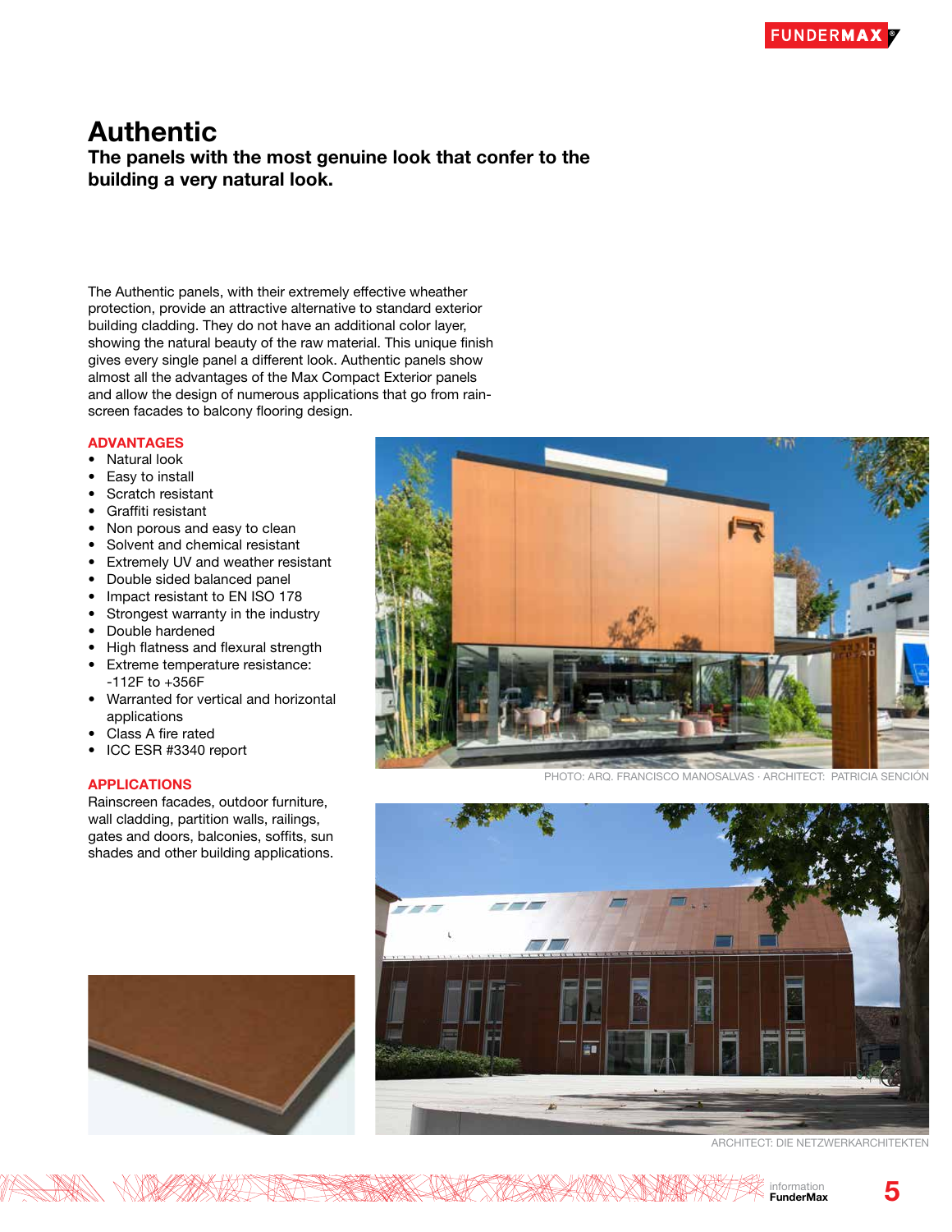# Authentic

## The panels with the most genuine look that confer to the building a very natural look.

The Authentic panels, with their extremely effective wheather protection, provide an attractive alternative to standard exterior building cladding. They do not have an additional color layer, showing the natural beauty of the raw material. This unique finish gives every single panel a different look. Authentic panels show almost all the advantages of the Max Compact Exterior panels and allow the design of numerous applications that go from rain-screen facades to balcony flooring design.

### ADVANTAGES

- Natural look
- Easy to install
- Scratch resistant
- Graffiti resistant
- Non porous and easy to clean
- Solvent and chemical resistant
- Extremely UV and weather resistant
- Double sided balanced panel
- Impact resistant to EN ISO 178
- Strongest warranty in the industry
- Double hardened
- High flatness and flexural strength
- Extreme temperature resistance: -112F to +356F
- Warranted for vertical and horizontal applications
- Class A fire rated
- ICC ESR #3340 report

### APPLICATIONS

Rainscreen facades, outdoor furniture, wall cladding, partition walls, railings, gates and doors, balconies, soffits, sun shades and other building applications.

PHOTO: ARQ. FRANCISCO MANOSALVAS · ARCHITECT: PATRICIA SENCIÓN

ARCHITECT: DIE NETZWERKARCHITEKTEN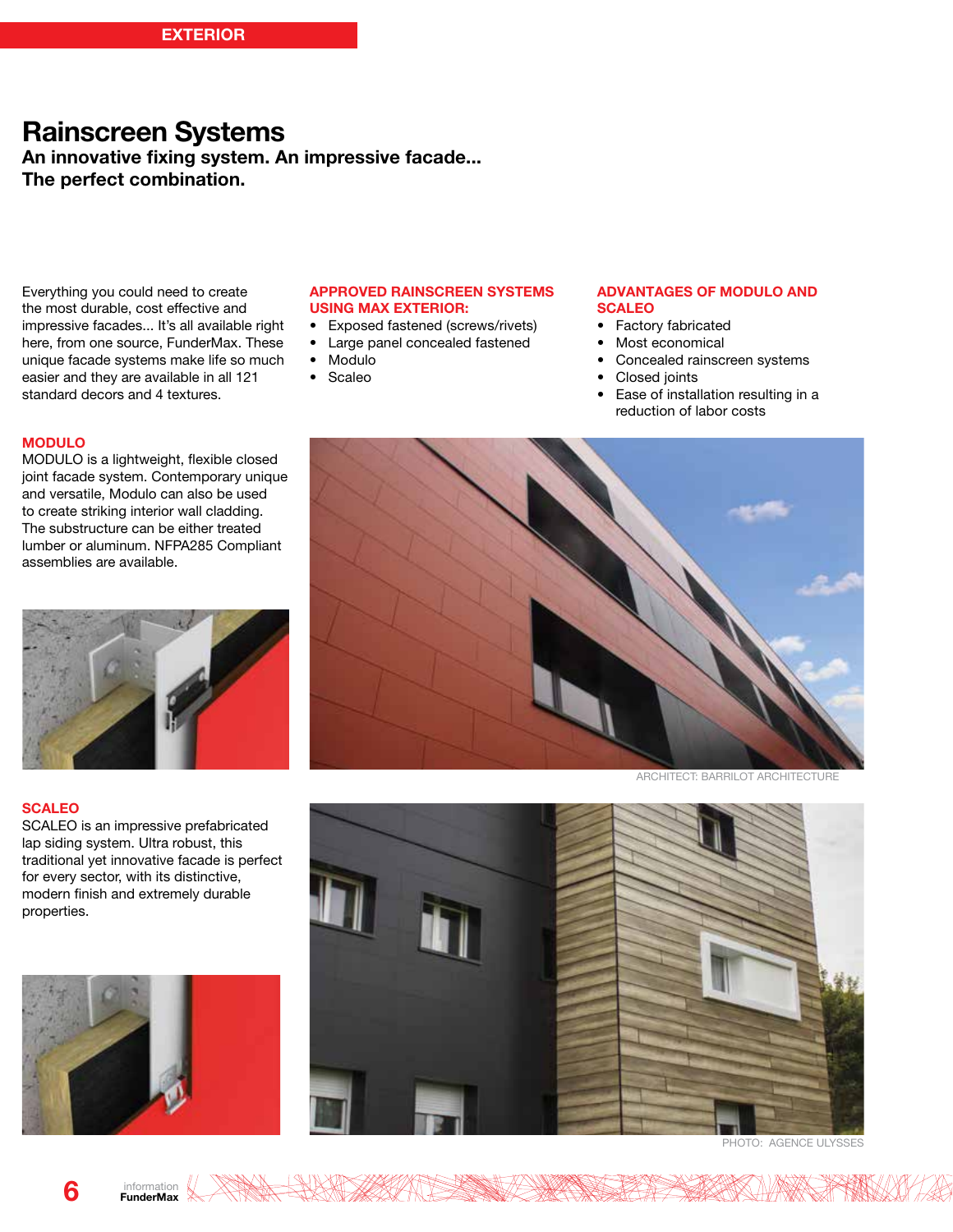# Rainscreen Systems

**An innovative fixing system. An impressive facade... The perfect combination.**

Everything you could need to create the most durable, cost effective and impressive facades... It's all available right here, from one source, FunderMax. These unique facade systems make life so much easier and they are available in all 121 standard decors and 4 textures.

### APPROVED RAINSCREEN SYSTEMS USING MAX EXTERIOR:

- Exposed fastened (screws/rivets)
- Large panel concealed fastened
- Modulo
- Scaleo

### ADVANTAGES OF MODULO AND SCALEO

- Factory fabricated
- Most economical
- Concealed rainscreen systems
- Closed joints
- Ease of installation resulting in a reduction of labor costs

### MODULO

MODULO is a lightweight, flexible closed joint facade system. Contemporary unique and versatile, Modulo can also be used to create striking interior wall cladding. The substructure can be either treated lumber or aluminum. NFPA285 Compliant assemblies are available.

ARCHITECT: BARRILOT ARCHITECTURE

### SCALEO

SCALEO is an impressive prefabricated lap siding system. Ultra robust, this traditional yet innovative facade is perfect for every sector, with its distinctive, modern finish and extremely durable properties.

PHOTO: AGENCE ULYSSES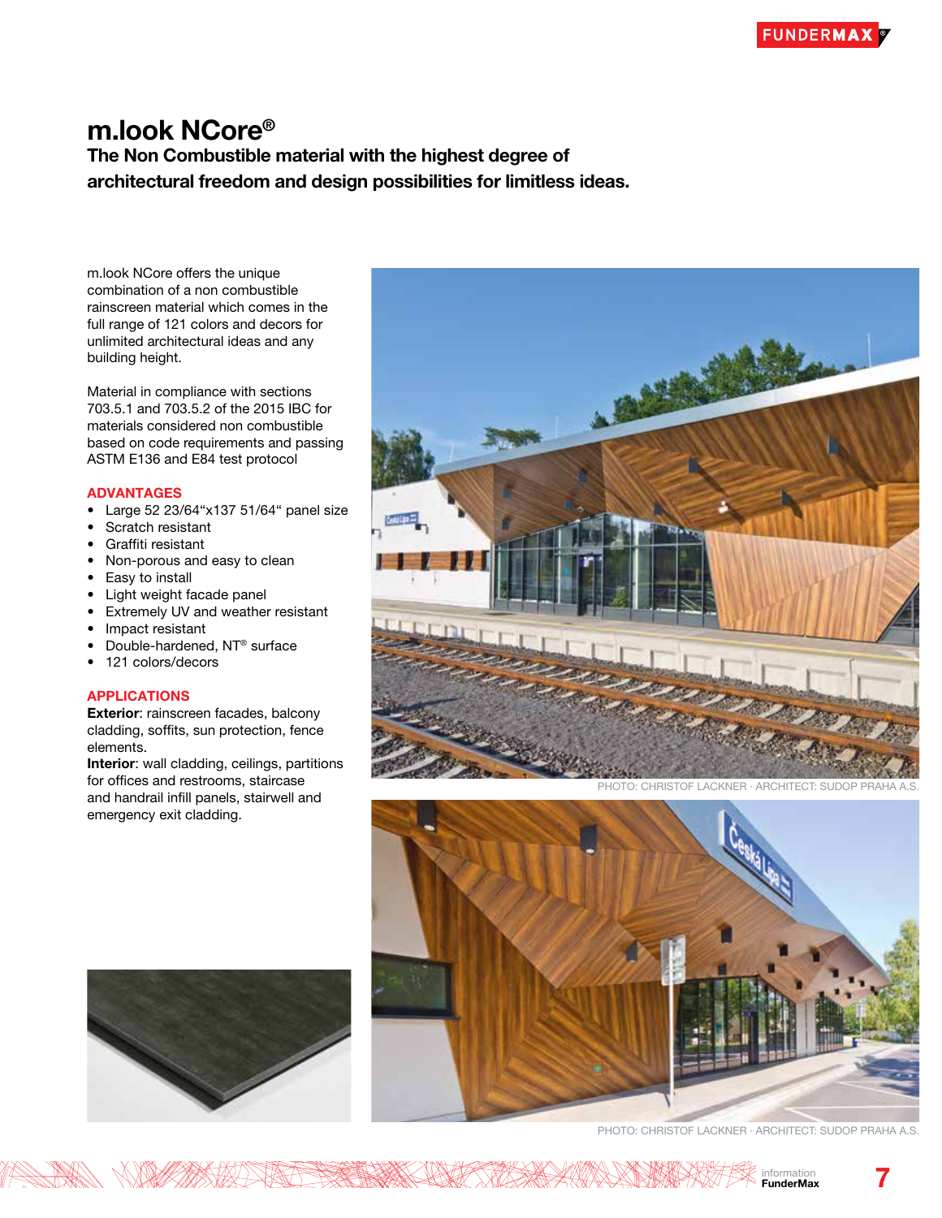# m.look NCore®

## The Non Combustible material with the highest degree of architectural freedom and design possibilities for limitless ideas.

m.look NCore offers the unique combination of a non combustible rainscreen material which comes in the full range of 121 colors and decors for unlimited architectural ideas and any building height.

Material in compliance with sections 703.5.1 and 703.5.2 of the 2015 IBC for materials considered non combustible based on code requirements and passing ASTM E136 and E84 test protocol

### ADVANTAGES

- Large 52 23/64"x137 51/64" panel size
- Scratch resistant
- Graffiti resistant
- Non-porous and easy to clean
- Easy to install
- Light weight facade panel
- Extremely UV and weather resistant
- Impact resistant
- Double-hardened, NT® surface
- 121 colors/decors

### APPLICATIONS

**Exterior**: rainscreen facades, balcony cladding, soffits, sun protection, fence elements.
**Interior**: wall cladding, ceilings, partitions for offices and restrooms, staircase and handrail infill panels, stairwell and emergency exit cladding.

PHOTO: CHRISTOF LACKNER · ARCHITECT: SUDOP PRAHA A.S.

PHOTO: CHRISTOF LACKNER · ARCHITECT: SUDOP PRAHA A.S.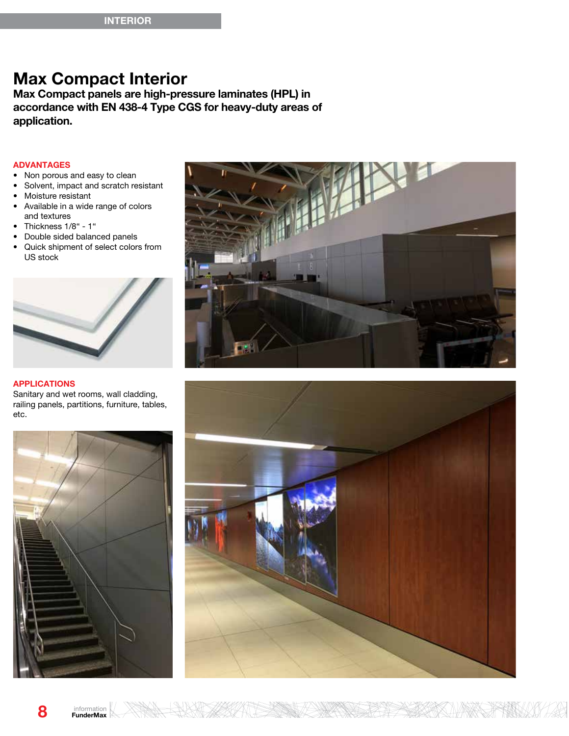# Max Compact Interior

**Max Compact panels are high-pressure laminates (HPL) in accordance with EN 438-4 Type CGS for heavy-duty areas of application.**

## ADVANTAGES

- Non porous and easy to clean
- Solvent, impact and scratch resistant
- Moisture resistant
- Available in a wide range of colors and textures
- Thickness 1/8" - 1"
- Double sided balanced panels
- Quick shipment of select colors from US stock

## APPLICATIONS

Sanitary and wet rooms, wall cladding, railing panels, partitions, furniture, tables, etc.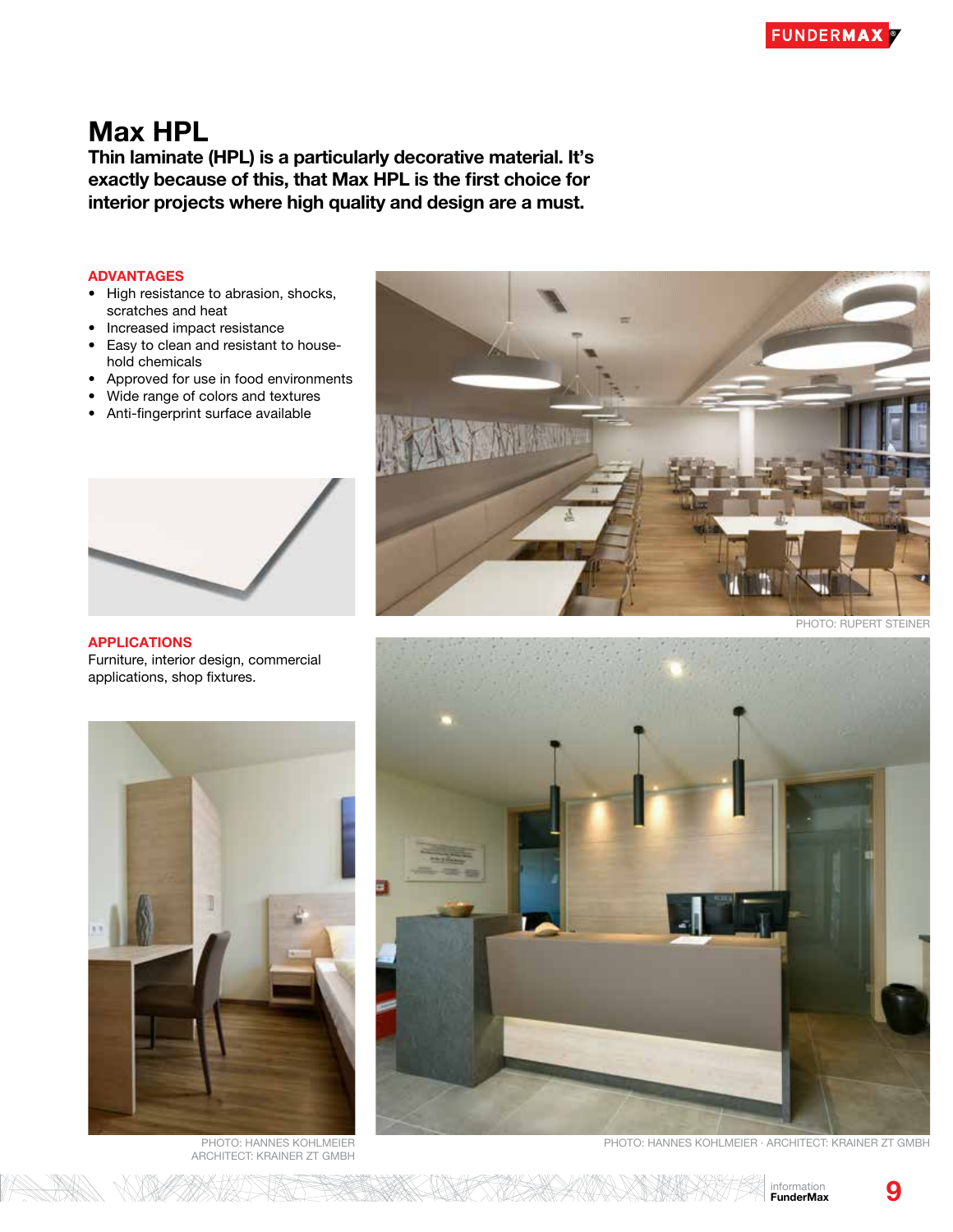# Max HPL

**Thin laminate (HPL) is a particularly decorative material. It's exactly because of this, that Max HPL is the first choice for interior projects where high quality and design are a must.**

## ADVANTAGES

- High resistance to abrasion, shocks, scratches and heat
- Increased impact resistance
- Easy to clean and resistant to household chemicals
- Approved for use in food environments
- Wide range of colors and textures
- Anti-fingerprint surface available

PHOTO: RUPERT STEINER

## APPLICATIONS

Furniture, interior design, commercial applications, shop fixtures.

PHOTO: HANNES KOHLMEIER
ARCHITECT: KRAINER ZT GMBH

PHOTO: HANNES KOHLMEIER · ARCHITECT: KRAINER ZT GMBH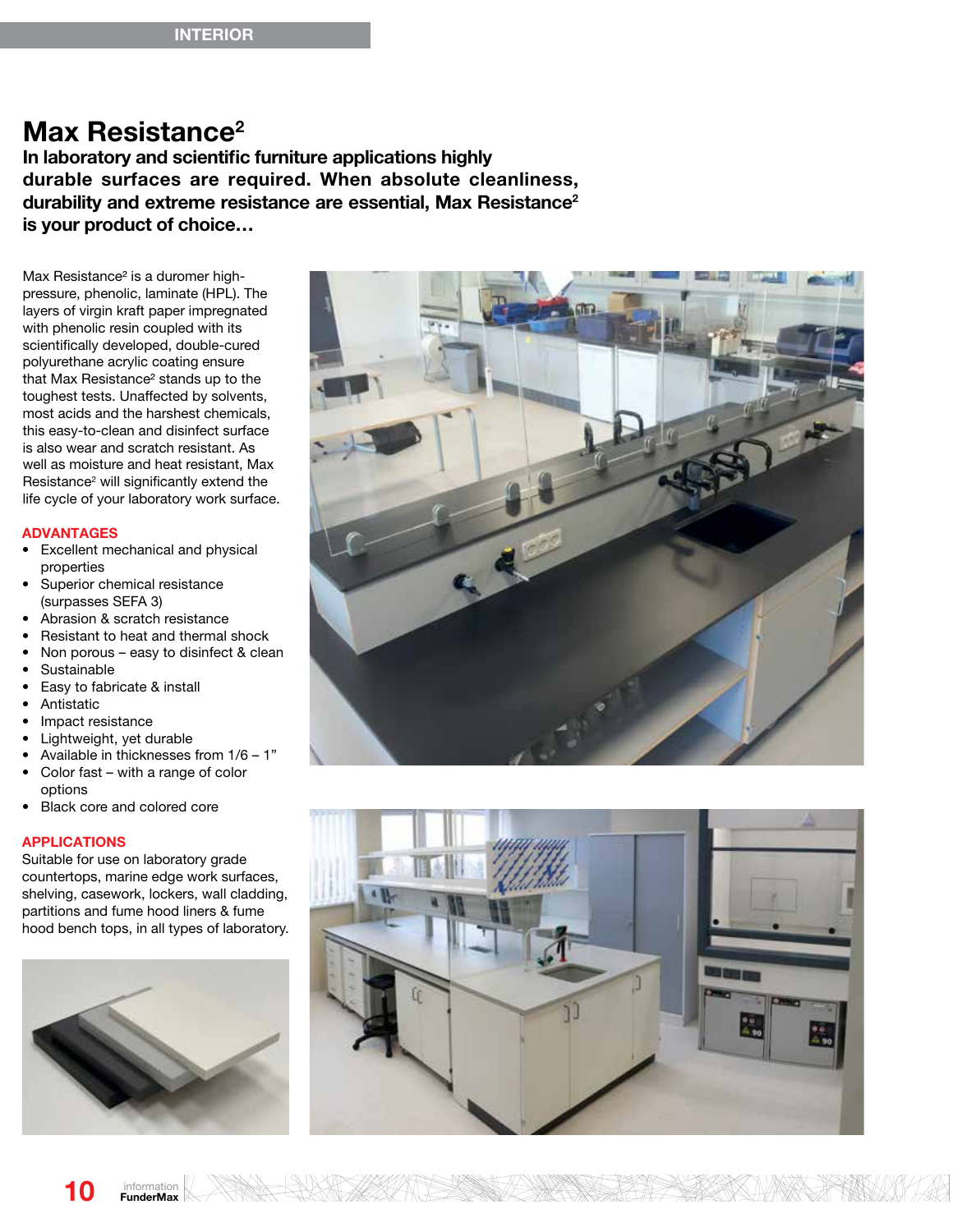INTERIOR

# Max Resistance²

**In laboratory and scientific furniture applications highly durable surfaces are required. When absolute cleanliness, durability and extreme resistance are essential, Max Resistance² is your product of choice…**

Max Resistance² is a duromer high-pressure, phenolic, laminate (HPL). The layers of virgin kraft paper impregnated with phenolic resin coupled with its scientifically developed, double-cured polyurethane acrylic coating ensure that Max Resistance² stands up to the toughest tests. Unaffected by solvents, most acids and the harshest chemicals, this easy-to-clean and disinfect surface is also wear and scratch resistant. As well as moisture and heat resistant, Max Resistance² will significantly extend the life cycle of your laboratory work surface.

## ADVANTAGES

- Excellent mechanical and physical properties
- Superior chemical resistance (surpasses SEFA 3)
- Abrasion & scratch resistance
- Resistant to heat and thermal shock
- Non porous – easy to disinfect & clean
- Sustainable
- Easy to fabricate & install
- Antistatic
- Impact resistance
- Lightweight, yet durable
- Available in thicknesses from 1/6 – 1"
- Color fast – with a range of color options
- Black core and colored core

## APPLICATIONS

Suitable for use on laboratory grade countertops, marine edge work surfaces, shelving, casework, lockers, wall cladding, partitions and fume hood liners & fume hood bench tops, in all types of laboratory.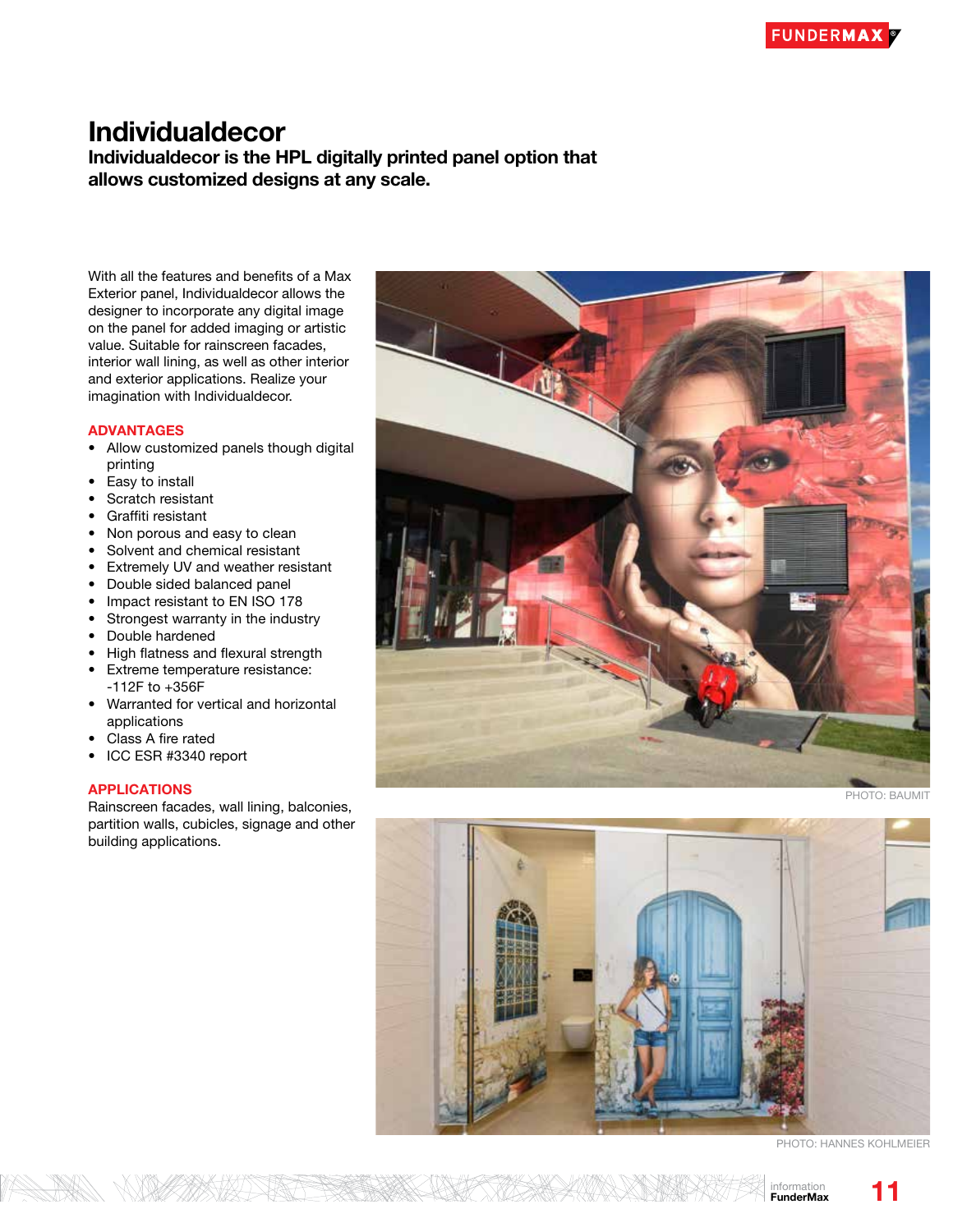# Individualdecor

**Individualdecor is the HPL digitally printed panel option that allows customized designs at any scale.**

With all the features and benefits of a Max Exterior panel, Individualdecor allows the designer to incorporate any digital image on the panel for added imaging or artistic value. Suitable for rainscreen facades, interior wall lining, as well as other interior and exterior applications. Realize your imagination with Individualdecor.

## ADVANTAGES

- Allow customized panels though digital printing
- Easy to install
- Scratch resistant
- Graffiti resistant
- Non porous and easy to clean
- Solvent and chemical resistant
- Extremely UV and weather resistant
- Double sided balanced panel
- Impact resistant to EN ISO 178
- Strongest warranty in the industry
- Double hardened
- High flatness and flexural strength
- Extreme temperature resistance: -112F to +356F
- Warranted for vertical and horizontal applications
- Class A fire rated
- ICC ESR #3340 report

## APPLICATIONS

Rainscreen facades, wall lining, balconies, partition walls, cubicles, signage and other building applications.

PHOTO: BAUMIT

PHOTO: HANNES KOHLMEIER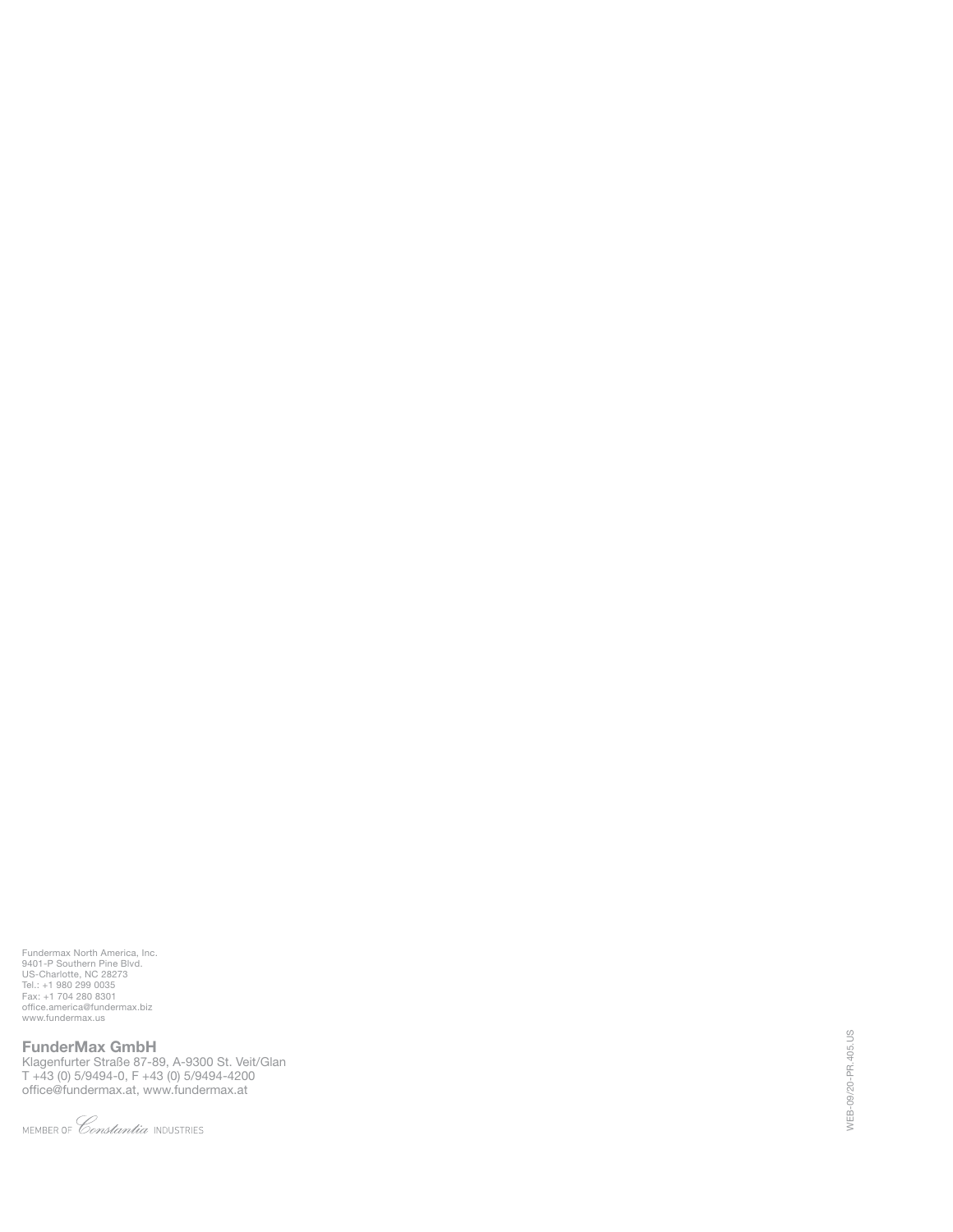Fundermax North America, Inc.
9401-P Southern Pine Blvd.
US-Charlotte, NC 28273
Tel.: +1 980 299 0035
Fax: +1 704 280 8301
office.america@fundermax.biz
www.fundermax.us

**FunderMax GmbH**
Klagenfurter Straße 87-89, A-9300 St. Veit/Glan
T +43 (0) 5/9494-0, F +43 (0) 5/9494-4200
office@fundermax.at, www.fundermax.at

MEMBER OF Constantia INDUSTRIES

WEB-09/20-PR.405.US